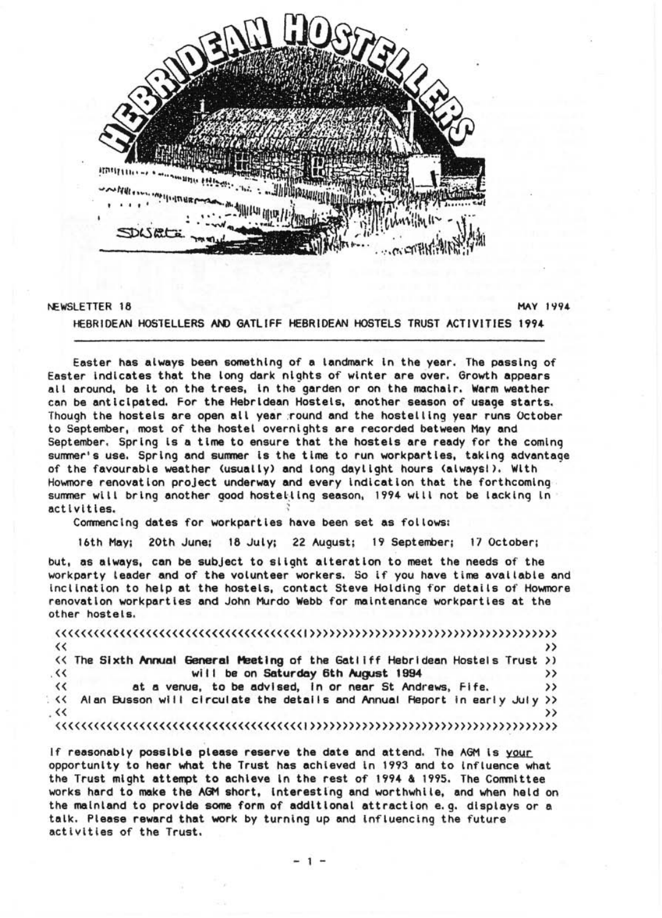# HEBRIDEAN HOSTELLERS

NEWSLETTER 18 MAY 1994

## HEBRIDEAN HOSTELLERS AND GATLIFF HEBRIDEAN HOSTELS TRUST ACTIVITIES 1994

Easter has always been something of a landmark in the year. The passing of Easter indicates that the long dark nights of winter are over. Growth appears all around, be it on the trees, in the garden or on the machair. Warm weather can be anticipated. For the Hebridean Hostels, another season of usage starts. Though the hostels are open all year round and the hostelling year runs October to September, most of the hostel overnights are recorded between May and September. Spring is a time to ensure that the hostels are ready for the coming summer's use. Spring and summer is the time to run workparties, taking advantage of the favourable weather (usually) and long daylight hours (always!). With Howmore renovation project underway and every indication that the forthcoming summer will bring another good hostelling season, 1994 will not be lacking in activities.

Commencing dates for workparties have been set as follows:

16th May; 20th June; 18 July; 22 August; 19 September; 17 October;

but, as always, can be subject to slight alteration to meet the needs of the workparty leader and of the volunteer workers. So if you have time available and inclination to help at the hostels, contact Steve Holding for details of Howmore renovation workparties and John Murdo Webb for maintenance workparties at the other hostels.

The **Sixth Annual General Meeting** of the Gatliff Hebridean Hostels Trust will be on **Saturday 6th August 1994** at a venue, to be advised, in or near St Andrews, Fife. Alan Busson will circulate the details and Annual Report in early July

If reasonably possible please reserve the date and attend. The AGM is your opportunity to hear what the Trust has achieved in 1993 and to influence what the Trust might attempt to achieve in the rest of 1994 & 1995. The Committee works hard to make the AGM short, interesting and worthwhile, and when held on the mainland to provide some form of additional attraction e.g. displays or a talk. Please reward that work by turning up and influencing the future activities of the Trust.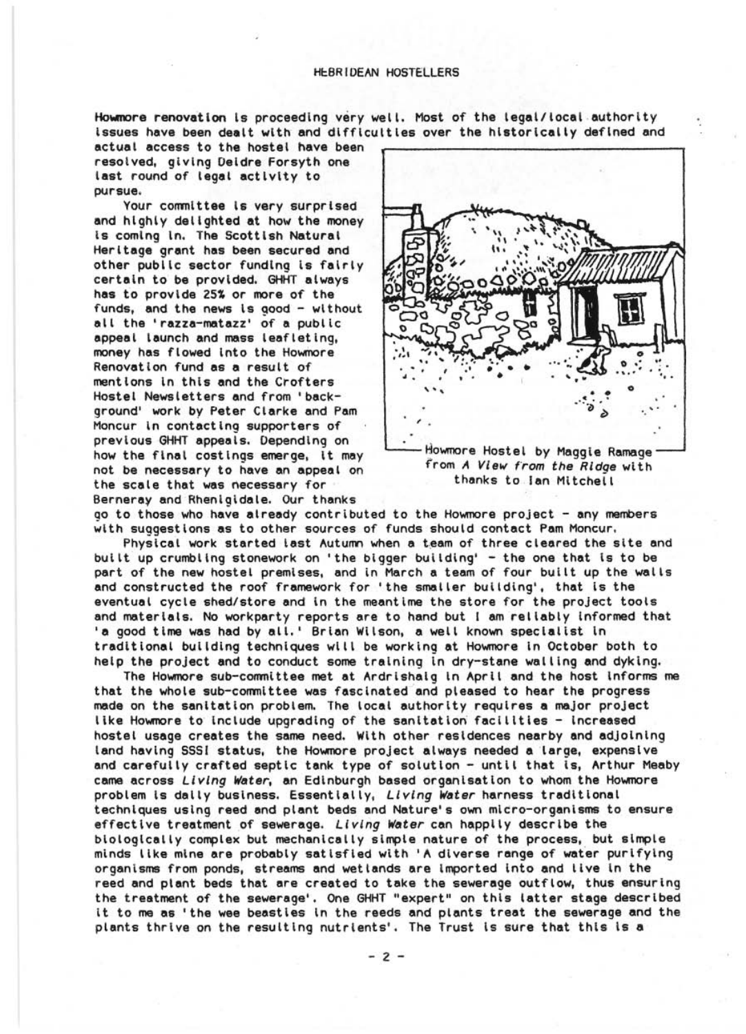**Howmore renovation** is proceeding very well. Most of the legal/local authority issues have been dealt with and difficulties over the historically defined and actual access to the hostel have been resolved, giving Deidre Forsyth one last round of legal activity to pursue.

Your committee is very surprised and highly delighted at how the money is coming in. The Scottish Natural Heritage grant has been secured and other public sector funding is fairly certain to be provided. GHHT always has to provide 25% or more of the funds, and the news is good - without all the 'razza-matazz' of a public appeal launch and mass leafleting, money has flowed into the Howmore Renovation fund as a result of mentions in this and the Crofters Hostel Newsletters and from 'background' work by Peter Clarke and Pam Moncur in contacting supporters of previous GHHT appeals. Depending on how the final costings emerge, it may not be necessary to have an appeal on the scale that was necessary for Berneray and Rhenigidale. Our thanks go to those who have already contributed to the Howmore project - any members with suggestions as to other sources of funds should contact Pam Moncur.

Howmore Hostel by Maggie Ramage from *A View from the Ridge* with thanks to Ian Mitchell

Physical work started last Autumn when a team of three cleared the site and built up crumbling stonework on 'the bigger building' - the one that is to be part of the new hostel premises, and in March a team of four built up the walls and constructed the roof framework for 'the smaller building', that is the eventual cycle shed/store and in the meantime the store for the project tools and materials. No workparty reports are to hand but I am reliably informed that 'a good time was had by all.' Brian Wilson, a well known specialist in traditional building techniques will be working at Howmore in October both to help the project and to conduct some training in dry-stane walling and dyking.

The Howmore sub-committee met at Ardrishaig in April and the host informs me that the whole sub-committee was fascinated and pleased to hear the progress made on the sanitation problem. The local authority requires a major project like Howmore to include upgrading of the sanitation facilities - increased hostel usage creates the same need. With other residences nearby and adjoining land having SSSI status, the Howmore project always needed a large, expensive and carefully crafted septic tank type of solution - until that is, Arthur Meaby came across *Living Water*, an Edinburgh based organisation to whom the Howmore problem is daily business. Essentially, *Living Water* harness traditional techniques using reed and plant beds and Nature's own micro-organisms to ensure effective treatment of sewerage. *Living Water* can happily describe the biologically complex but mechanically simple nature of the process, but simple minds like mine are probably satisfied with 'A diverse range of water purifying organisms from ponds, streams and wetlands are imported into and live in the reed and plant beds that are created to take the sewerage outflow, thus ensuring the treatment of the sewerage'. One GHHT "expert" on this latter stage described it to me as 'the wee beasties in the reeds and plants treat the sewerage and the plants thrive on the resulting nutrients'. The Trust is sure that this is a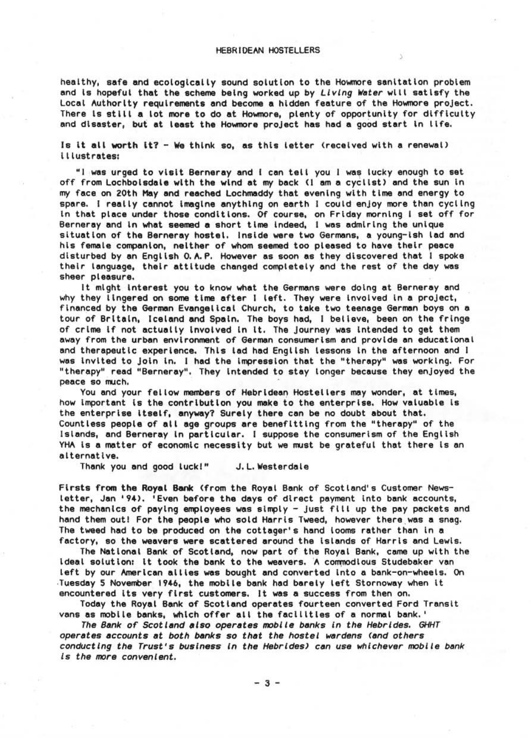healthy, safe and ecologically sound solution to the Howmore sanitation problem and is hopeful that the scheme being worked up by *Living Water* will satisfy the Local Authority requirements and become a hidden feature of the Howmore project. There is still a lot more to do at Howmore, plenty of opportunity for difficulty and disaster, but at least the Howmore project has had a good start in life.

**Is it all worth it?** - We think so, as this letter (received with a renewal) illustrates:

"I was urged to visit Berneray and I can tell you I was lucky enough to set off from Lochboisdale with the wind at my back (I am a cyclist) and the sun in my face on 20th May and reached Lochmaddy that evening with time and energy to spare. I really cannot imagine anything on earth I could enjoy more than cycling in that place under those conditions. Of course, on Friday morning I set off for Berneray and in what seemed a short time indeed, I was admiring the unique situation of the Berneray hostel. Inside were two Germans, a young-ish lad and his female companion, neither of whom seemed too pleased to have their peace disturbed by an English O.A.P. However as soon as they discovered that I spoke their language, their attitude changed completely and the rest of the day was sheer pleasure.

It might interest you to know what the Germans were doing at Berneray and why they lingered on some time after I left. They were involved in a project, financed by the German Evangelical Church, to take two teenage German boys on a tour of Britain, Iceland and Spain. The boys had, I believe, been on the fringe of crime if not actually involved in it. The journey was intended to get them away from the urban environment of German consumerism and provide an educational and therapeutic experience. This lad had English lessons in the afternoon and I was invited to join in. I had the impression that the "therapy" was working. For "therapy" read "Berneray". They intended to stay longer because they enjoyed the peace so much.

You and your fellow members of Hebridean Hostellers may wonder, at times, how important is the contribution you make to the enterprise. How valuable is the enterprise itself, anyway? Surely there can be no doubt about that. Countless people of all age groups are benefitting from the "therapy" of the Islands, and Berneray in particular. I suppose the consumerism of the English YHA is a matter of economic necessity but we must be grateful that there is an alternative.

Thank you and good luck!" J.L. Westerdale

**Firsts from the Royal Bank** (from the Royal Bank of Scotland's Customer Newsletter, Jan '94). 'Even before the days of direct payment into bank accounts, the mechanics of paying employees was simply - just fill up the pay packets and hand them out! For the people who sold Harris Tweed, however there was a snag. The tweed had to be produced on the cottager's hand looms rather than in a factory, so the weavers were scattered around the islands of Harris and Lewis.

The National Bank of Scotland, now part of the Royal Bank, came up with the ideal solution: it took the bank to the weavers. A commodious Studebaker van left by our American allies was bought and converted into a bank-on-wheels. On Tuesday 5 November 1946, the mobile bank had barely left Stornoway when it encountered its very first customers. It was a success from then on.

Today the Royal Bank of Scotland operates fourteen converted Ford Transit vans as mobile banks, which offer all the facilities of a normal bank.'

*The Bank of Scotland also operates mobile banks in the Hebrides. GHHT operates accounts at both banks so that the hostel wardens (and others conducting the Trust's business in the Hebrides) can use whichever mobile bank is the more convenient.*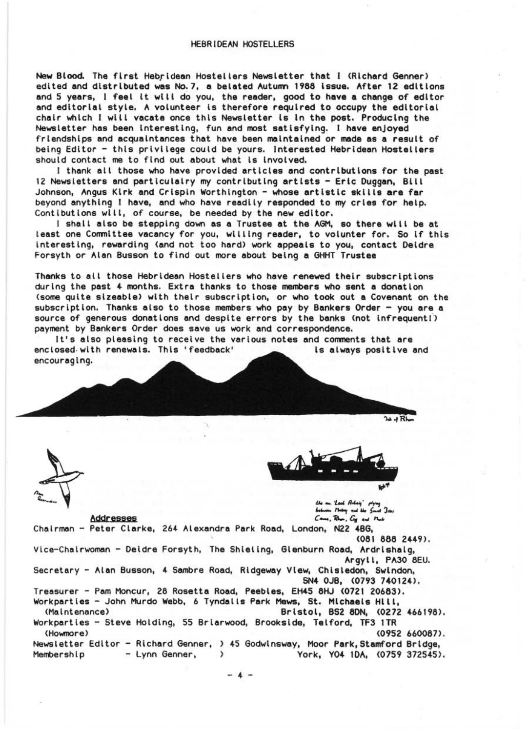New Blood. The first Hebridean Hostellers Newsletter that I (Richard Genner) edited and distributed was No. 7, a belated Autumn 1988 issue. After 12 editions and 5 years, I feel it will do you, the reader, good to have a change of editor and editorial style. A volunteer is therefore required to occupy the editorial chair which I will vacate once this Newsletter is in the post. Producing the Newsletter has been interesting, fun and most satisfying. I have enjoyed friendships and acquaintances that have been maintained or made as a result of being Editor - this privilege could be yours. Interested Hebridean Hostellers should contact me to find out about what is involved.

I thank all those who have provided articles and contributions for the past 12 Newsletters and particulalry my contributing artists - Eric Duggan, Bill Johnson, Angus Kirk and Crispin Worthington - whose artistic skills are far beyond anything I have, and who have readily responded to my cries for help. Contibutions will, of course, be needed by the new editor.

I shall also be stepping down as a Trustee at the AGM, so there will be at least one Committee vacancy for you, willing reader, to volunter for. So if this interesting, rewarding (and not too hard) work appeals to you, contact Deidre Forsyth or Alan Busson to find out more about being a GHHT Trustee

Thanks to all those Hebridean Hostellers who have renewed their subscriptions during the past 4 months. Extra thanks to those members who sent a donation (some quite sizeable) with their subscription, or who took out a Covenant on the subscription. Thanks also to those members who pay by Bankers Order - you are a source of generous donations and despite errors by the banks (not infrequent!) payment by Bankers Order does save us work and correspondence.

It's also pleasing to receive the various notes and comments that are enclosed with renewals. This 'feedback' is always positive and encouraging.

Isle of Rhum

the mv 'Loch Arkaig' plying between Mallaig and the Small Isles Canna, Rhum, Eigg and Muck

## Addresses

Chairman - Peter Clarke, 264 Alexandra Park Road, London, N22 4BG, (081 888 2449).

Vice-Chairwoman - Deidre Forsyth, The Shieling, Glenburn Road, Ardrishaig, Argyll, PA30 8EU.

Secretary - Alan Busson, 4 Sambre Road, Ridgeway View, Chisledon, Swindon, SN4 0JB, (0793 740124).

Treasurer - Pam Moncur, 28 Rosetta Road, Peebles, EH45 8HJ (0721 20683).

Workparties (Maintenance) - John Murdo Webb, 6 Tyndalls Park Mews, St. Michaels Hill, Bristol, BS2 8DN, (0272 466198).

Workparties (Howmore) - Steve Holding, 55 Briarwood, Brookside, Telford, TF3 1TR (0952 660087).

Newsletter Editor - Richard Genner, ) 45 Godwinsway, Moor Park, Stamford Bridge,
Membership - Lynn Genner, ) York, YO4 1DA, (0759 372545).